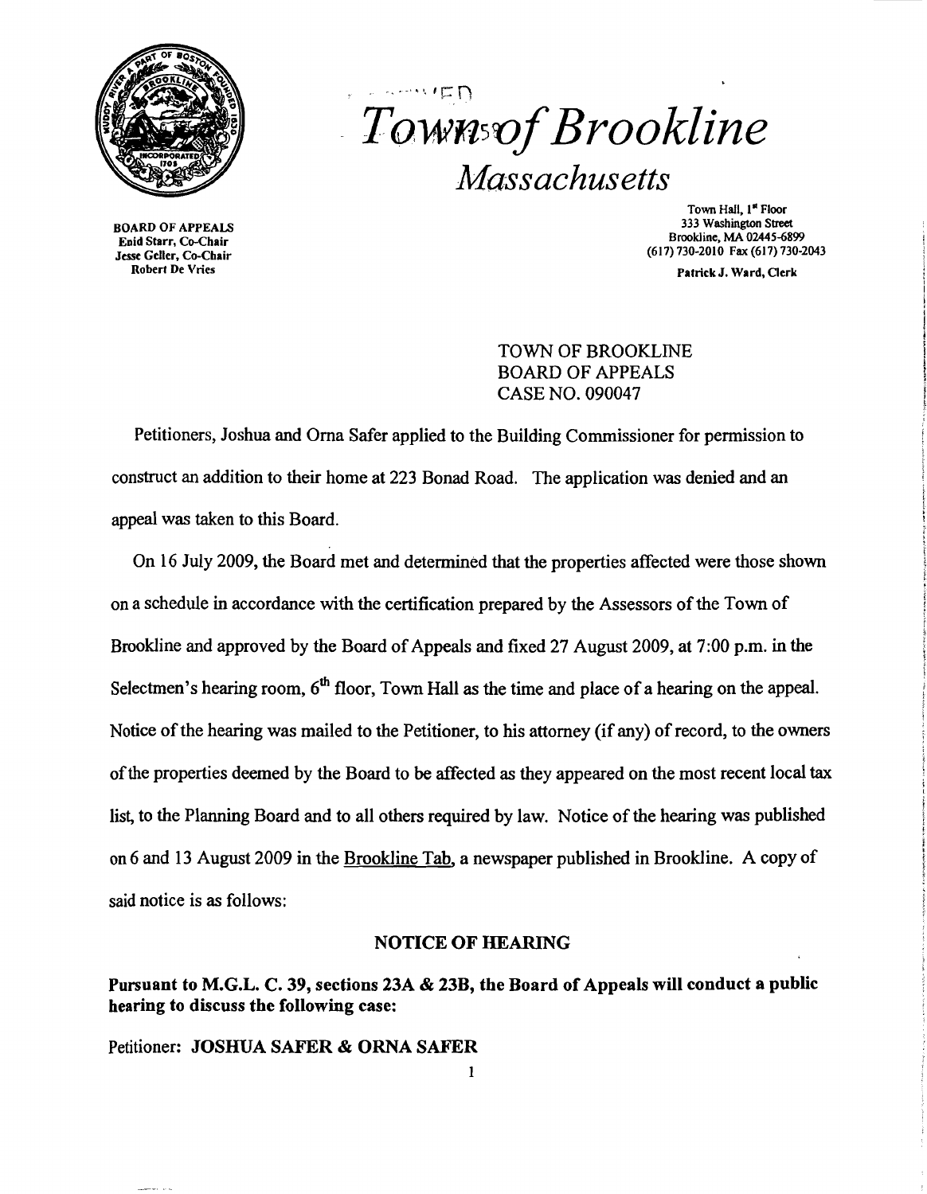# Town of Brookline

## Massachusetts

BOARD OF APPEALS
Enid Starr, Co-Chair
Jesse Geller, Co-Chair
Robert De Vries

Town Hall, 1st Floor
333 Washington Street
Brookline, MA 02445-6899
(617) 730-2010 Fax (617) 730-2043

Patrick J. Ward, Clerk

TOWN OF BROOKLINE
BOARD OF APPEALS
CASE NO. 090047

Petitioners, Joshua and Orna Safer applied to the Building Commissioner for permission to construct an addition to their home at 223 Bonad Road. The application was denied and an appeal was taken to this Board.

On 16 July 2009, the Board met and determined that the properties affected were those shown on a schedule in accordance with the certification prepared by the Assessors of the Town of Brookline and approved by the Board of Appeals and fixed 27 August 2009, at 7:00 p.m. in the Selectmen's hearing room, 6th floor, Town Hall as the time and place of a hearing on the appeal. Notice of the hearing was mailed to the Petitioner, to his attorney (if any) of record, to the owners of the properties deemed by the Board to be affected as they appeared on the most recent local tax list, to the Planning Board and to all others required by law. Notice of the hearing was published on 6 and 13 August 2009 in the Brookline Tab, a newspaper published in Brookline. A copy of said notice is as follows:

**NOTICE OF HEARING**

**Pursuant to M.G.L. C. 39, sections 23A & 23B, the Board of Appeals will conduct a public hearing to discuss the following case:**

Petitioner: **JOSHUA SAFER & ORNA SAFER**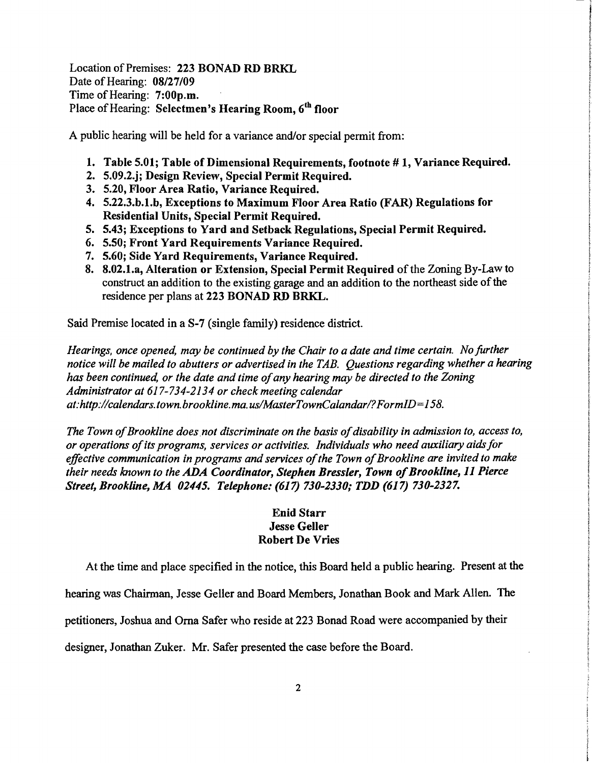Location of Premises: **223 BONAD RD BRKL**
Date of Hearing: **08/27/09**
Time of Hearing: **7:00p.m.**
Place of Hearing: **Selectmen's Hearing Room, 6th floor**

A public hearing will be held for a variance and/or special permit from:

1. **Table 5.01; Table of Dimensional Requirements, footnote # 1, Variance Required.**
2. **5.09.2.j; Design Review, Special Permit Required.**
3. **5.20, Floor Area Ratio, Variance Required.**
4. **5.22.3.b.1.b, Exceptions to Maximum Floor Area Ratio (FAR) Regulations for Residential Units, Special Permit Required.**
5. **5.43; Exceptions to Yard and Setback Regulations, Special Permit Required.**
6. **5.50; Front Yard Requirements Variance Required.**
7. **5.60; Side Yard Requirements, Variance Required.**
8. **8.02.1.a, Alteration or Extension, Special Permit Required** of the Zoning By-Law to construct an addition to the existing garage and an addition to the northeast side of the residence per plans at **223 BONAD RD BRKL.**

Said Premise located in a S-7 (single family) residence district.

*Hearings, once opened, may be continued by the Chair to a date and time certain. No further notice will be mailed to abutters or advertised in the TAB. Questions regarding whether a hearing has been continued, or the date and time of any hearing may be directed to the Zoning Administrator at 617-734-2134 or check meeting calendar at:http://calendars.town.brookline.ma.us/MasterTownCalandar/?FormID=158.*

*The Town of Brookline does not discriminate on the basis of disability in admission to, access to, or operations of its programs, services or activities. Individuals who need auxiliary aids for effective communication in programs and services of the Town of Brookline are invited to make their needs known to the **ADA Coordinator, Stephen Bressler, Town of Brookline, 11 Pierce Street, Brookline, MA 02445. Telephone: (617) 730-2330; TDD (617) 730-2327.***

**Enid Starr**
**Jesse Geller**
**Robert De Vries**

At the time and place specified in the notice, this Board held a public hearing. Present at the hearing was Chairman, Jesse Geller and Board Members, Jonathan Book and Mark Allen. The petitioners, Joshua and Orna Safer who reside at 223 Bonad Road were accompanied by their designer, Jonathan Zuker. Mr. Safer presented the case before the Board.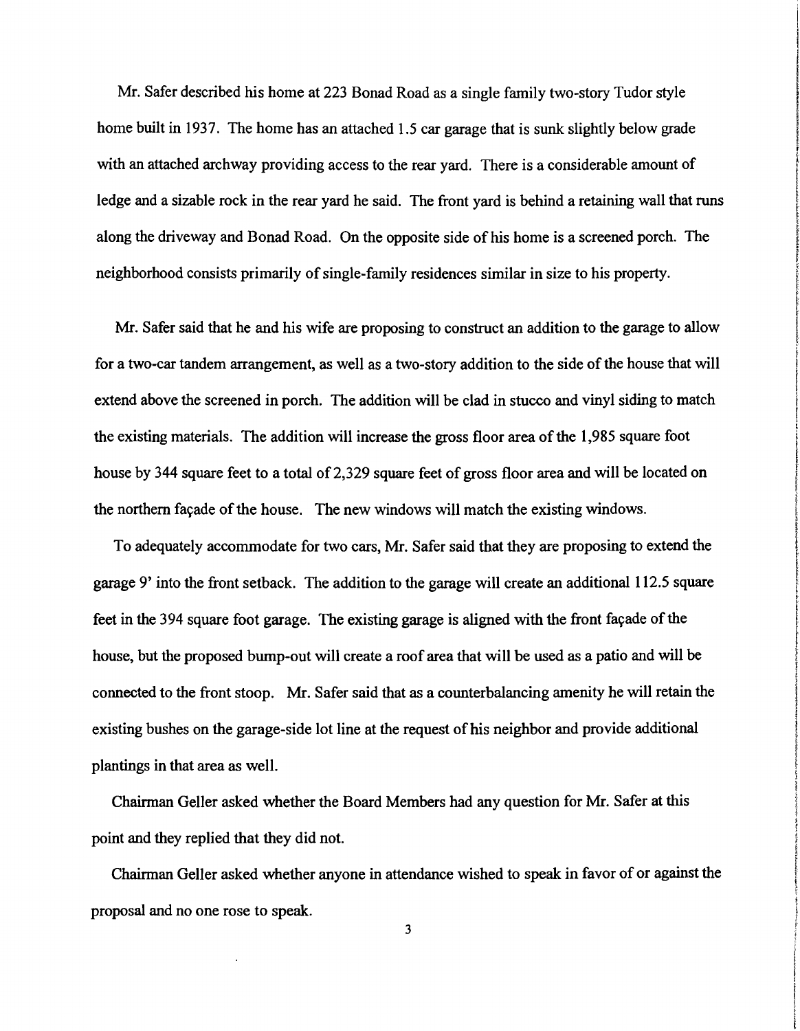Mr. Safer described his home at 223 Bonad Road as a single family two-story Tudor style home built in 1937. The home has an attached 1.5 car garage that is sunk slightly below grade with an attached archway providing access to the rear yard. There is a considerable amount of ledge and a sizable rock in the rear yard he said. The front yard is behind a retaining wall that runs along the driveway and Bonad Road. On the opposite side of his home is a screened porch. The neighborhood consists primarily of single-family residences similar in size to his property.

Mr. Safer said that he and his wife are proposing to construct an addition to the garage to allow for a two-car tandem arrangement, as well as a two-story addition to the side of the house that will extend above the screened in porch. The addition will be clad in stucco and vinyl siding to match the existing materials. The addition will increase the gross floor area of the 1,985 square foot house by 344 square feet to a total of 2,329 square feet of gross floor area and will be located on the northern façade of the house. The new windows will match the existing windows.

To adequately accommodate for two cars, Mr. Safer said that they are proposing to extend the garage 9' into the front setback. The addition to the garage will create an additional 112.5 square feet in the 394 square foot garage. The existing garage is aligned with the front façade of the house, but the proposed bump-out will create a roof area that will be used as a patio and will be connected to the front stoop. Mr. Safer said that as a counterbalancing amenity he will retain the existing bushes on the garage-side lot line at the request of his neighbor and provide additional plantings in that area as well.

Chairman Geller asked whether the Board Members had any question for Mr. Safer at this point and they replied that they did not.

Chairman Geller asked whether anyone in attendance wished to speak in favor of or against the proposal and no one rose to speak.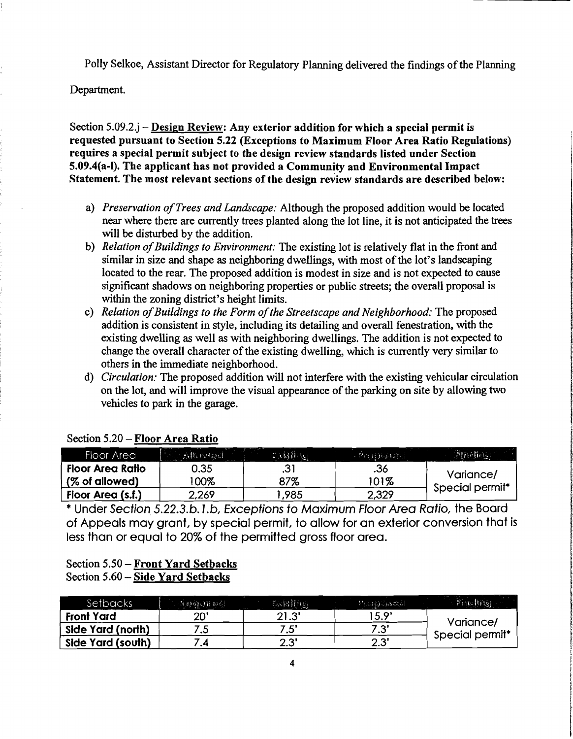Polly Selkoe, Assistant Director for Regulatory Planning delivered the findings of the Planning Department.

Section 5.09.2.j – **Design Review: Any exterior addition for which a special permit is requested pursuant to Section 5.22 (Exceptions to Maximum Floor Area Ratio Regulations) requires a special permit subject to the design review standards listed under Section 5.09.4(a-l). The applicant has not provided a Community and Environmental Impact Statement. The most relevant sections of the design review standards are described below:**

a) *Preservation of Trees and Landscape:* Although the proposed addition would be located near where there are currently trees planted along the lot line, it is not anticipated the trees will be disturbed by the addition.
b) *Relation of Buildings to Environment:* The existing lot is relatively flat in the front and similar in size and shape as neighboring dwellings, with most of the lot's landscaping located to the rear. The proposed addition is modest in size and is not expected to cause significant shadows on neighboring properties or public streets; the overall proposal is within the zoning district's height limits.
c) *Relation of Buildings to the Form of the Streetscape and Neighborhood:* The proposed addition is consistent in style, including its detailing and overall fenestration, with the existing dwelling as well as with neighboring dwellings. The addition is not expected to change the overall character of the existing dwelling, which is currently very similar to others in the immediate neighborhood.
d) *Circulation:* The proposed addition will not interfere with the existing vehicular circulation on the lot, and will improve the visual appearance of the parking on site by allowing two vehicles to park in the garage.

Section 5.20 – **Floor Area Ratio**

| Floor Area | Allowed | Existing | Proposed | Finding |
|---|---|---|---|---|
| **Floor Area Ratio** | 0.35 | .31 | .36 | Variance/ Special permit* |
| **(% of allowed)** | 100% | 87% | 101% | |
| **Floor Area (s.f.)** | 2,269 | 1,985 | 2,329 | |

\* Under *Section 5.22.3.b.1.b, Exceptions to Maximum Floor Area Ratio*, the Board of Appeals may grant, by special permit, to allow for an exterior conversion that is less than or equal to 20% of the permitted gross floor area.

Section 5.50 – **Front Yard Setbacks**
Section 5.60 – **Side Yard Setbacks**

| Setbacks | Required | Existing | Proposed | Finding |
|---|---|---|---|---|
| **Front Yard** | 20' | 21.3' | 15.9' | Variance/ Special permit* |
| **Side Yard (north)** | 7.5 | 7.5' | 7.3' | |
| **Side Yard (south)** | 7.4 | 2.3' | 2.3' | |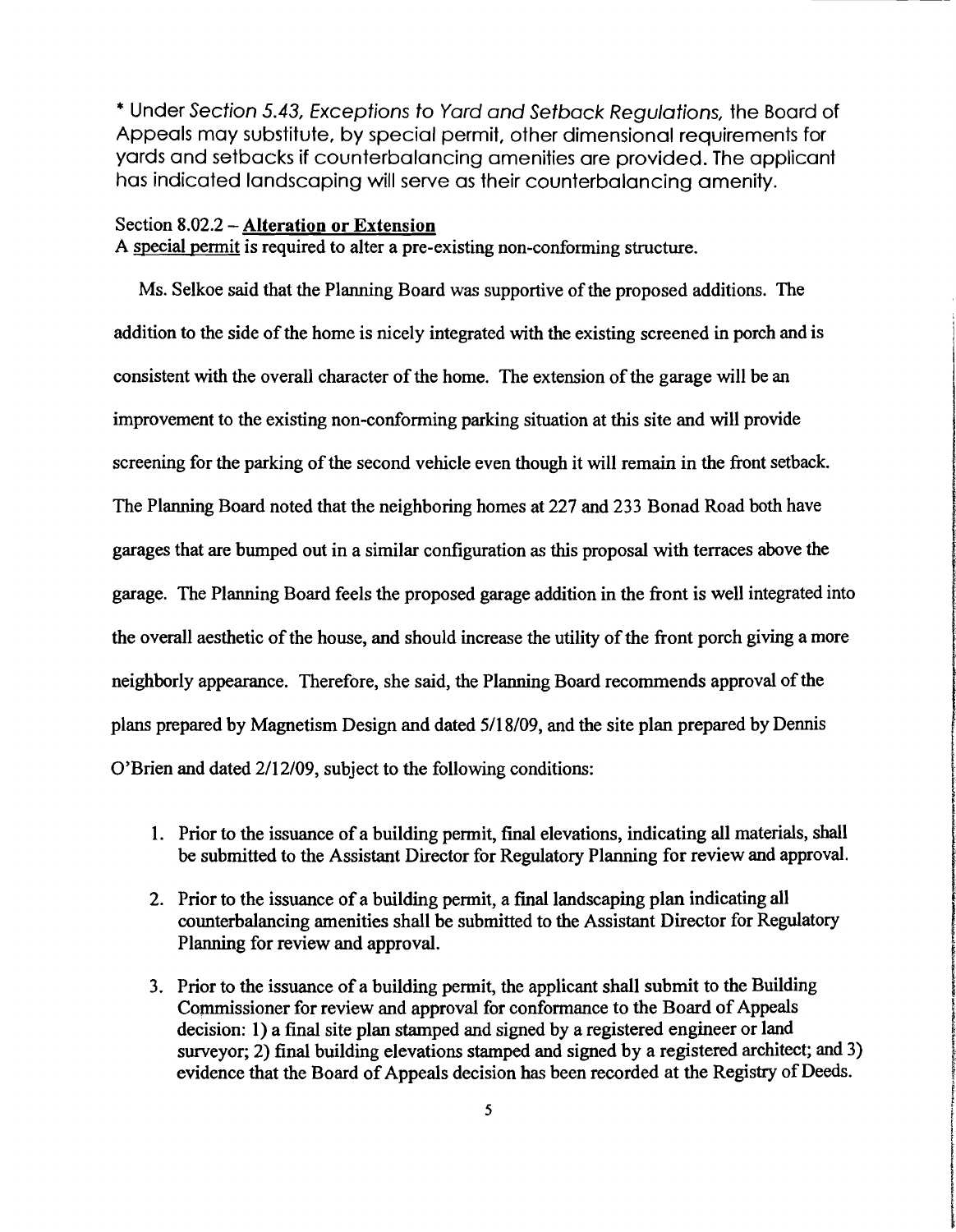\* Under *Section 5.43, Exceptions to Yard and Setback Regulations*, the Board of Appeals may substitute, by special permit, other dimensional requirements for yards and setbacks if counterbalancing amenities are provided. The applicant has indicated landscaping will serve as their counterbalancing amenity.

Section 8.02.2 – **Alteration or Extension**
A special permit is required to alter a pre-existing non-conforming structure.

Ms. Selkoe said that the Planning Board was supportive of the proposed additions. The addition to the side of the home is nicely integrated with the existing screened in porch and is consistent with the overall character of the home. The extension of the garage will be an improvement to the existing non-conforming parking situation at this site and will provide screening for the parking of the second vehicle even though it will remain in the front setback. The Planning Board noted that the neighboring homes at 227 and 233 Bonad Road both have garages that are bumped out in a similar configuration as this proposal with terraces above the garage. The Planning Board feels the proposed garage addition in the front is well integrated into the overall aesthetic of the house, and should increase the utility of the front porch giving a more neighborly appearance. Therefore, she said, the Planning Board recommends approval of the plans prepared by Magnetism Design and dated 5/18/09, and the site plan prepared by Dennis O'Brien and dated 2/12/09, subject to the following conditions:

1. Prior to the issuance of a building permit, final elevations, indicating all materials, shall be submitted to the Assistant Director for Regulatory Planning for review and approval.

2. Prior to the issuance of a building permit, a final landscaping plan indicating all counterbalancing amenities shall be submitted to the Assistant Director for Regulatory Planning for review and approval.

3. Prior to the issuance of a building permit, the applicant shall submit to the Building Commissioner for review and approval for conformance to the Board of Appeals decision: 1) a final site plan stamped and signed by a registered engineer or land surveyor; 2) final building elevations stamped and signed by a registered architect; and 3) evidence that the Board of Appeals decision has been recorded at the Registry of Deeds.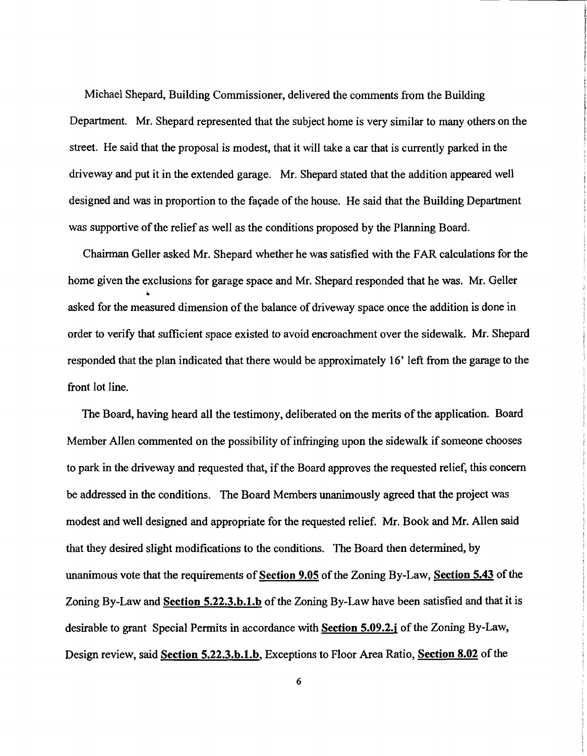Michael Shepard, Building Commissioner, delivered the comments from the Building Department. Mr. Shepard represented that the subject home is very similar to many others on the street. He said that the proposal is modest, that it will take a car that is currently parked in the driveway and put it in the extended garage. Mr. Shepard stated that the addition appeared well designed and was in proportion to the façade of the house. He said that the Building Department was supportive of the relief as well as the conditions proposed by the Planning Board.

Chairman Geller asked Mr. Shepard whether he was satisfied with the FAR calculations for the home given the exclusions for garage space and Mr. Shepard responded that he was. Mr. Geller asked for the measured dimension of the balance of driveway space once the addition is done in order to verify that sufficient space existed to avoid encroachment over the sidewalk. Mr. Shepard responded that the plan indicated that there would be approximately 16' left from the garage to the front lot line.

The Board, having heard all the testimony, deliberated on the merits of the application. Board Member Allen commented on the possibility of infringing upon the sidewalk if someone chooses to park in the driveway and requested that, if the Board approves the requested relief, this concern be addressed in the conditions. The Board Members unanimously agreed that the project was modest and well designed and appropriate for the requested relief. Mr. Book and Mr. Allen said that they desired slight modifications to the conditions. The Board then determined, by unanimous vote that the requirements of **Section 9.05** of the Zoning By-Law, **Section 5.43** of the Zoning By-Law and **Section 5.22.3.b.1.b** of the Zoning By-Law have been satisfied and that it is desirable to grant Special Permits in accordance with **Section 5.09.2.j** of the Zoning By-Law, Design review, said **Section 5.22.3.b.1.b**, Exceptions to Floor Area Ratio, **Section 8.02** of the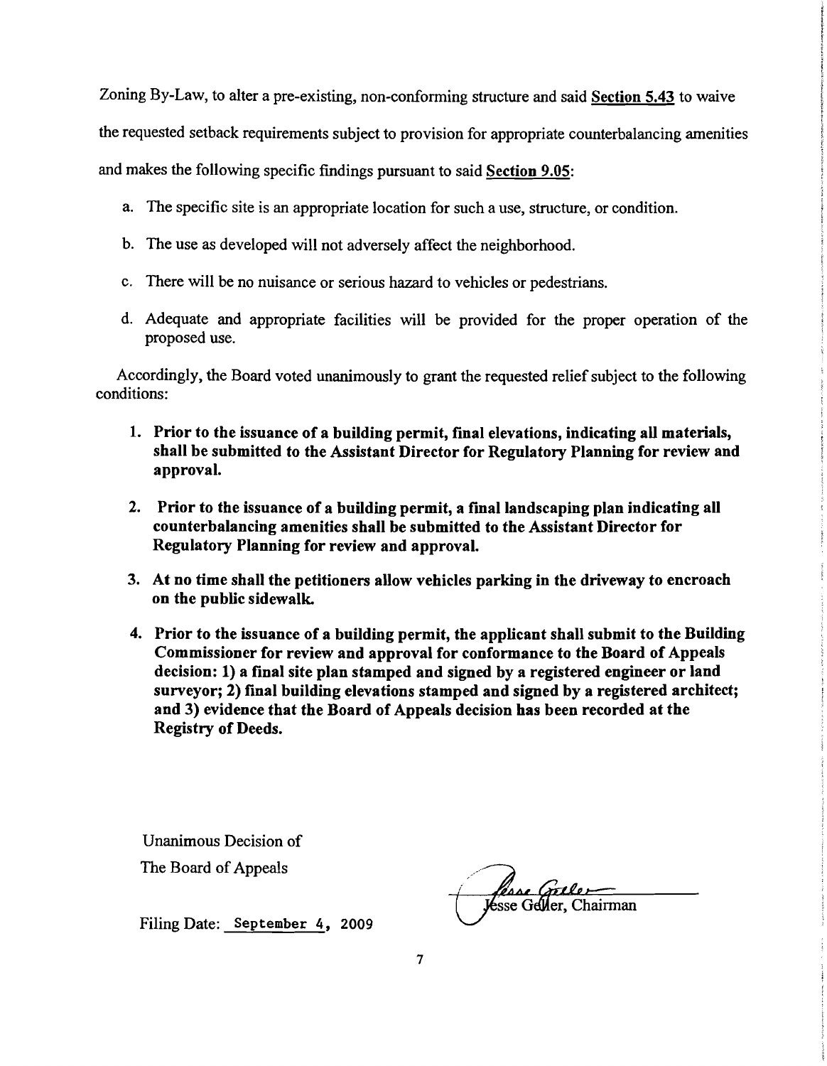Zoning By-Law, to alter a pre-existing, non-conforming structure and said **Section 5.43** to waive the requested setback requirements subject to provision for appropriate counterbalancing amenities and makes the following specific findings pursuant to said **Section 9.05**:

a. The specific site is an appropriate location for such a use, structure, or condition.

b. The use as developed will not adversely affect the neighborhood.

c. There will be no nuisance or serious hazard to vehicles or pedestrians.

d. Adequate and appropriate facilities will be provided for the proper operation of the proposed use.

Accordingly, the Board voted unanimously to grant the requested relief subject to the following conditions:

1. **Prior to the issuance of a building permit, final elevations, indicating all materials, shall be submitted to the Assistant Director for Regulatory Planning for review and approval.**

2. **Prior to the issuance of a building permit, a final landscaping plan indicating all counterbalancing amenities shall be submitted to the Assistant Director for Regulatory Planning for review and approval.**

3. **At no time shall the petitioners allow vehicles parking in the driveway to encroach on the public sidewalk.**

4. **Prior to the issuance of a building permit, the applicant shall submit to the Building Commissioner for review and approval for conformance to the Board of Appeals decision: 1) a final site plan stamped and signed by a registered engineer or land surveyor; 2) final building elevations stamped and signed by a registered architect; and 3) evidence that the Board of Appeals decision has been recorded at the Registry of Deeds.**

Unanimous Decision of
The Board of Appeals

Filing Date: September 4, 2009

Jesse Geller, Chairman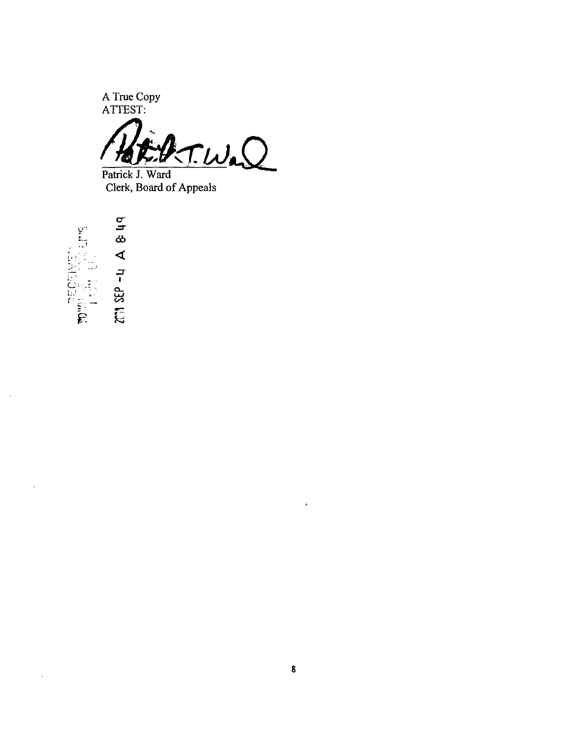A True Copy
ATTEST:

Patrick J. Ward
Clerk, Board of Appeals

RECEIVED
TOWN CLERK'S OFFICE

2011 SEP -4 A 8:49